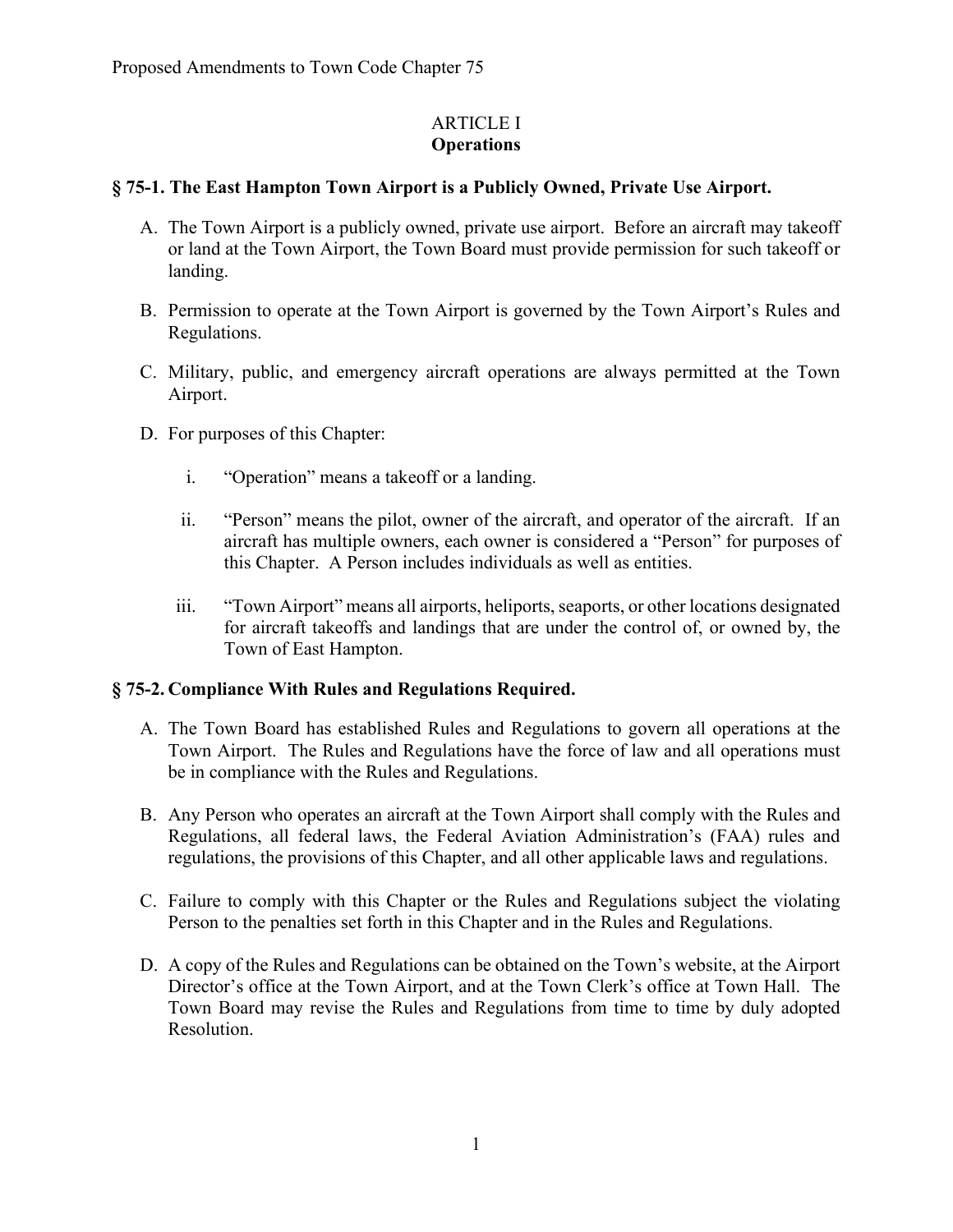Proposed Amendments to Town Code Chapter 75

# ARTICLE I
## Operations

### § 75-1. The East Hampton Town Airport is a Publicly Owned, Private Use Airport.

A. The Town Airport is a publicly owned, private use airport. Before an aircraft may takeoff or land at the Town Airport, the Town Board must provide permission for such takeoff or landing.

B. Permission to operate at the Town Airport is governed by the Town Airport's Rules and Regulations.

C. Military, public, and emergency aircraft operations are always permitted at the Town Airport.

D. For purposes of this Chapter:

   i. "Operation" means a takeoff or a landing.

   ii. "Person" means the pilot, owner of the aircraft, and operator of the aircraft. If an aircraft has multiple owners, each owner is considered a "Person" for purposes of this Chapter. A Person includes individuals as well as entities.

   iii. "Town Airport" means all airports, heliports, seaports, or other locations designated for aircraft takeoffs and landings that are under the control of, or owned by, the Town of East Hampton.

### § 75-2. Compliance With Rules and Regulations Required.

A. The Town Board has established Rules and Regulations to govern all operations at the Town Airport. The Rules and Regulations have the force of law and all operations must be in compliance with the Rules and Regulations.

B. Any Person who operates an aircraft at the Town Airport shall comply with the Rules and Regulations, all federal laws, the Federal Aviation Administration's (FAA) rules and regulations, the provisions of this Chapter, and all other applicable laws and regulations.

C. Failure to comply with this Chapter or the Rules and Regulations subject the violating Person to the penalties set forth in this Chapter and in the Rules and Regulations.

D. A copy of the Rules and Regulations can be obtained on the Town's website, at the Airport Director's office at the Town Airport, and at the Town Clerk's office at Town Hall. The Town Board may revise the Rules and Regulations from time to time by duly adopted Resolution.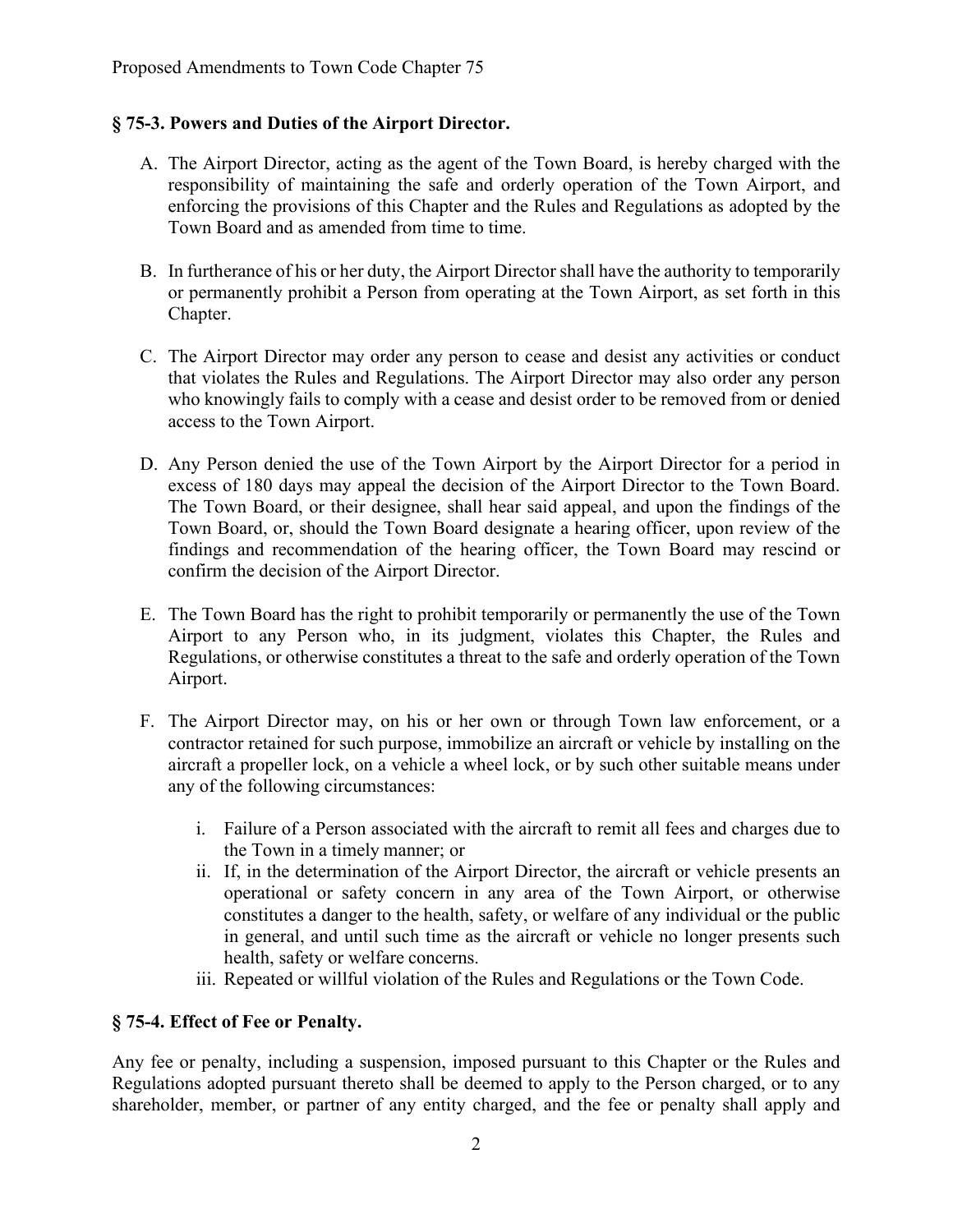### § 75-3. Powers and Duties of the Airport Director.

A. The Airport Director, acting as the agent of the Town Board, is hereby charged with the responsibility of maintaining the safe and orderly operation of the Town Airport, and enforcing the provisions of this Chapter and the Rules and Regulations as adopted by the Town Board and as amended from time to time.

B. In furtherance of his or her duty, the Airport Director shall have the authority to temporarily or permanently prohibit a Person from operating at the Town Airport, as set forth in this Chapter.

C. The Airport Director may order any person to cease and desist any activities or conduct that violates the Rules and Regulations. The Airport Director may also order any person who knowingly fails to comply with a cease and desist order to be removed from or denied access to the Town Airport.

D. Any Person denied the use of the Town Airport by the Airport Director for a period in excess of 180 days may appeal the decision of the Airport Director to the Town Board. The Town Board, or their designee, shall hear said appeal, and upon the findings of the Town Board, or, should the Town Board designate a hearing officer, upon review of the findings and recommendation of the hearing officer, the Town Board may rescind or confirm the decision of the Airport Director.

E. The Town Board has the right to prohibit temporarily or permanently the use of the Town Airport to any Person who, in its judgment, violates this Chapter, the Rules and Regulations, or otherwise constitutes a threat to the safe and orderly operation of the Town Airport.

F. The Airport Director may, on his or her own or through Town law enforcement, or a contractor retained for such purpose, immobilize an aircraft or vehicle by installing on the aircraft a propeller lock, on a vehicle a wheel lock, or by such other suitable means under any of the following circumstances:

   i. Failure of a Person associated with the aircraft to remit all fees and charges due to the Town in a timely manner; or
   ii. If, in the determination of the Airport Director, the aircraft or vehicle presents an operational or safety concern in any area of the Town Airport, or otherwise constitutes a danger to the health, safety, or welfare of any individual or the public in general, and until such time as the aircraft or vehicle no longer presents such health, safety or welfare concerns.
   iii. Repeated or willful violation of the Rules and Regulations or the Town Code.

### § 75-4. Effect of Fee or Penalty.

Any fee or penalty, including a suspension, imposed pursuant to this Chapter or the Rules and Regulations adopted pursuant thereto shall be deemed to apply to the Person charged, or to any shareholder, member, or partner of any entity charged, and the fee or penalty shall apply and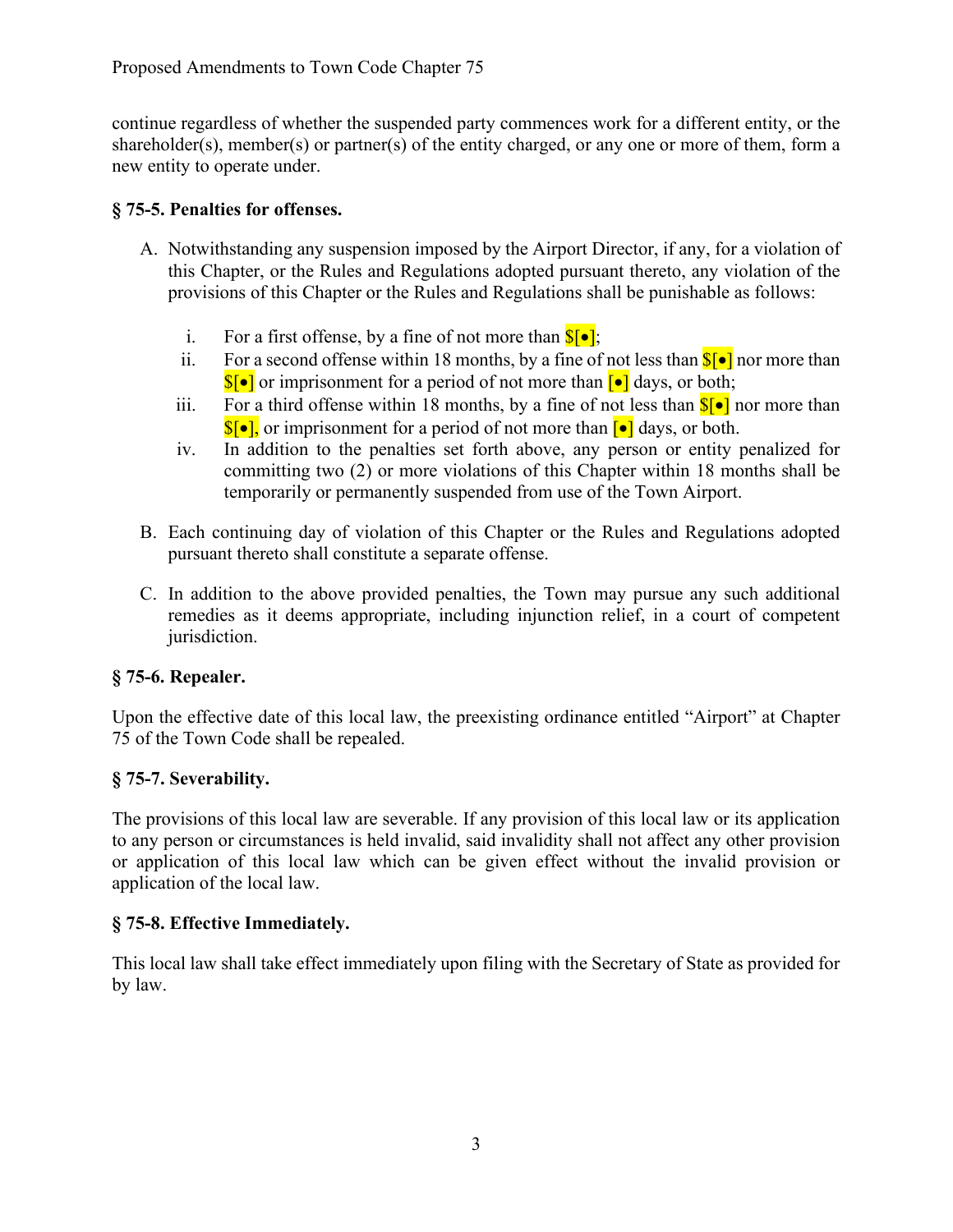continue regardless of whether the suspended party commences work for a different entity, or the shareholder(s), member(s) or partner(s) of the entity charged, or any one or more of them, form a new entity to operate under.

### § 75-5. Penalties for offenses.

A. Notwithstanding any suspension imposed by the Airport Director, if any, for a violation of this Chapter, or the Rules and Regulations adopted pursuant thereto, any violation of the provisions of this Chapter or the Rules and Regulations shall be punishable as follows:

   i. For a first offense, by a fine of not more than $[•];
   ii. For a second offense within 18 months, by a fine of not less than $[•] nor more than $[•] or imprisonment for a period of not more than [•] days, or both;
   iii. For a third offense within 18 months, by a fine of not less than $[•] nor more than $[•], or imprisonment for a period of not more than [•] days, or both.
   iv. In addition to the penalties set forth above, any person or entity penalized for committing two (2) or more violations of this Chapter within 18 months shall be temporarily or permanently suspended from use of the Town Airport.

B. Each continuing day of violation of this Chapter or the Rules and Regulations adopted pursuant thereto shall constitute a separate offense.

C. In addition to the above provided penalties, the Town may pursue any such additional remedies as it deems appropriate, including injunction relief, in a court of competent jurisdiction.

### § 75-6. Repealer.

Upon the effective date of this local law, the preexisting ordinance entitled "Airport" at Chapter 75 of the Town Code shall be repealed.

### § 75-7. Severability.

The provisions of this local law are severable. If any provision of this local law or its application to any person or circumstances is held invalid, said invalidity shall not affect any other provision or application of this local law which can be given effect without the invalid provision or application of the local law.

### § 75-8. Effective Immediately.

This local law shall take effect immediately upon filing with the Secretary of State as provided for by law.